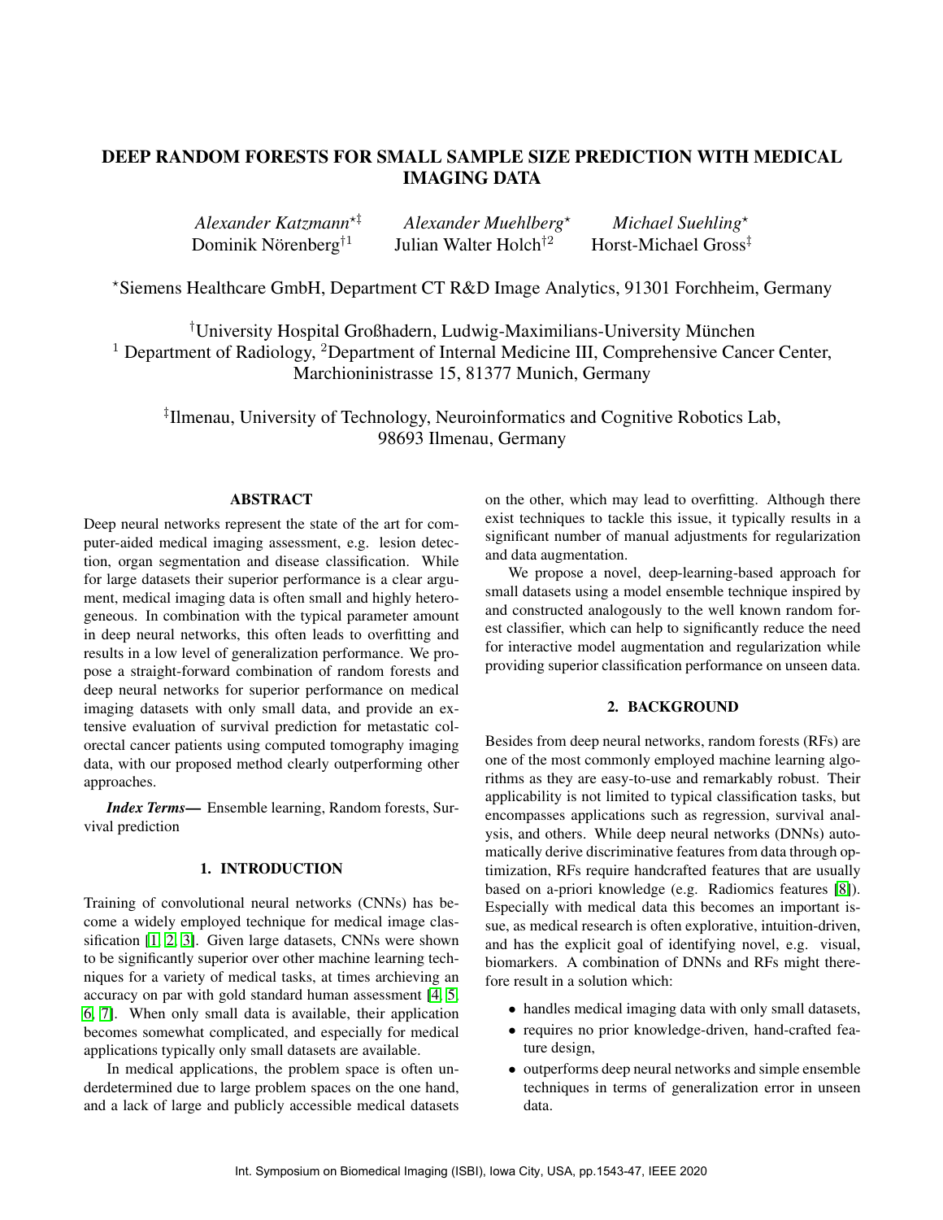# DEEP RANDOM FORESTS FOR SMALL SAMPLE SIZE PREDICTION WITH MEDICAL IMAGING DATA

*Alexander Katzmann*[⋆‡] *Alexander Muehlberg*[⋆] *Michael Suehling*[⋆]
Dominik Nörenberg[†1] Julian Walter Holch[†2] Horst-Michael Gross[‡]

[⋆]Siemens Healthcare GmbH, Department CT R&D Image Analytics, 91301 Forchheim, Germany

[†]University Hospital Großhadern, Ludwig-Maximilians-University München
[1] Department of Radiology, [2]Department of Internal Medicine III, Comprehensive Cancer Center, Marchioninistrasse 15, 81377 Munich, Germany

[‡]Ilmenau, University of Technology, Neuroinformatics and Cognitive Robotics Lab, 98693 Ilmenau, Germany

## ABSTRACT

Deep neural networks represent the state of the art for computer-aided medical imaging assessment, e.g. lesion detection, organ segmentation and disease classification. While for large datasets their superior performance is a clear argument, medical imaging data is often small and highly heterogeneous. In combination with the typical parameter amount in deep neural networks, this often leads to overfitting and results in a low level of generalization performance. We propose a straight-forward combination of random forests and deep neural networks for superior performance on medical imaging datasets with only small data, and provide an extensive evaluation of survival prediction for metastatic colorectal cancer patients using computed tomography imaging data, with our proposed method clearly outperforming other approaches.

***Index Terms*—** Ensemble learning, Random forests, Survival prediction

## 1. INTRODUCTION

Training of convolutional neural networks (CNNs) has become a widely employed technique for medical image classification [1, 2, 3]. Given large datasets, CNNs were shown to be significantly superior over other machine learning techniques for a variety of medical tasks, at times archieving an accuracy on par with gold standard human assessment [4, 5, 6, 7]. When only small data is available, their application becomes somewhat complicated, and especially for medical applications typically only small datasets are available.

In medical applications, the problem space is often underdetermined due to large problem spaces on the one hand, and a lack of large and publicly accessible medical datasets on the other, which may lead to overfitting. Although there exist techniques to tackle this issue, it typically results in a significant number of manual adjustments for regularization and data augmentation.

We propose a novel, deep-learning-based approach for small datasets using a model ensemble technique inspired by and constructed analogously to the well known random forest classifier, which can help to significantly reduce the need for interactive model augmentation and regularization while providing superior classification performance on unseen data.

## 2. BACKGROUND

Besides from deep neural networks, random forests (RFs) are one of the most commonly employed machine learning algorithms as they are easy-to-use and remarkably robust. Their applicability is not limited to typical classification tasks, but encompasses applications such as regression, survival analysis, and others. While deep neural networks (DNNs) automatically derive discriminative features from data through optimization, RFs require handcrafted features that are usually based on a-priori knowledge (e.g. Radiomics features [8]). Especially with medical data this becomes an important issue, as medical research is often explorative, intuition-driven, and has the explicit goal of identifying novel, e.g. visual, biomarkers. A combination of DNNs and RFs might therefore result in a solution which:

- handles medical imaging data with only small datasets,
- requires no prior knowledge-driven, hand-crafted feature design,
- outperforms deep neural networks and simple ensemble techniques in terms of generalization error in unseen data.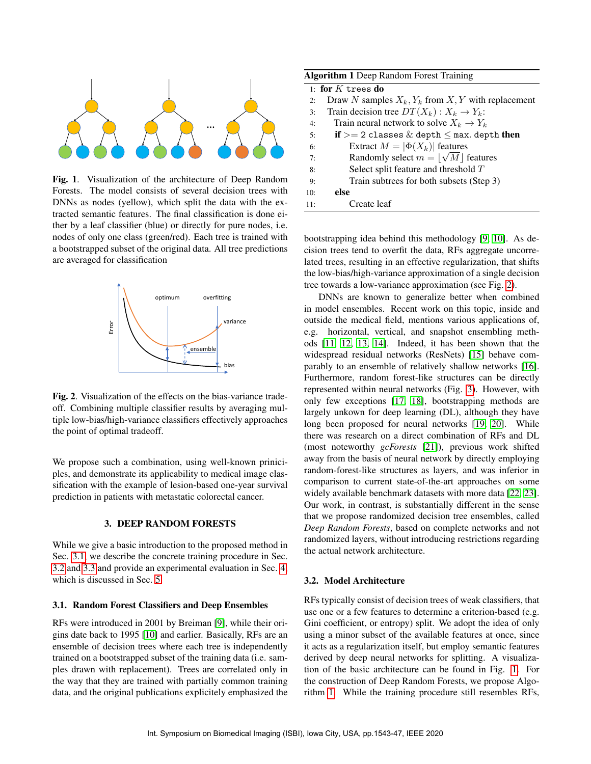**Fig. 1.** Visualization of the architecture of Deep Random Forests. The model consists of several decision trees with DNNs as nodes (yellow), which split the data with the extracted semantic features. The final classification is done either by a leaf classifier (blue) or directly for pure nodes, i.e. nodes of only one class (green/red). Each tree is trained with a bootstrapped subset of the original data. All tree predictions are averaged for classification

**Fig. 2.** Visualization of the effects on the bias-variance tradeoff. Combining multiple classifier results by averaging multiple low-bias/high-variance classifiers effectively approaches the point of optimal tradeoff.

We propose such a combination, using well-known priniciples, and demonstrate its applicability to medical image classification with the example of lesion-based one-year survival prediction in patients with metastatic colorectal cancer.

## 3. DEEP RANDOM FORESTS

While we give a basic introduction to the proposed method in Sec. 3.1, we describe the concrete training procedure in Sec. 3.2 and 3.3 and provide an experimental evaluation in Sec. 4, which is discussed in Sec. 5.

### 3.1. Random Forest Classifiers and Deep Ensembles

RFs were introduced in 2001 by Breiman [9], while their origins date back to 1995 [10] and earlier. Basically, RFs are an ensemble of decision trees where each tree is independently trained on a bootstrapped subset of the training data (i.e. samples drawn with replacement). Trees are correlated only in the way that they are trained with partially common training data, and the original publications explicitely emphasized the bootstrapping idea behind this methodology [9, 10]. As decision trees tend to overfit the data, RFs aggregate uncorrelated trees, resulting in an effective regularization, that shifts the low-bias/high-variance approximation of a single decision tree towards a low-variance approximation (see Fig. 2).

DNNs are known to generalize better when combined in model ensembles. Recent work on this topic, inside and outside the medical field, mentions various applications of, e.g. horizontal, vertical, and snapshot ensembling methods [11, 12, 13, 14]. Indeed, it has been shown that the widespread residual networks (ResNets) [15] behave comparably to an ensemble of relatively shallow networks [16]. Furthermore, random forest-like structures can be directly represented within neural networks (Fig. 3). However, with only few exceptions [17, 18], bootstrapping methods are largely unkown for deep learning (DL), although they have long been proposed for neural networks [19, 20]. While there was research on a direct combination of RFs and DL (most noteworthy *gcForests* [21]), previous work shifted away from the basis of neural network by directly employing random-forest-like structures as layers, and was inferior in comparison to current state-of-the-art approaches on some widely available benchmark datasets with more data [22, 23]. Our work, in contrast, is substantially different in the sense that we propose randomized decision tree ensembles, called *Deep Random Forests*, based on complete networks and not randomized layers, without introducing restrictions regarding the actual network architecture.

**Algorithm 1** Deep Random Forest Training

```
1:  for K trees do
2:      Draw N samples X_k, Y_k from X, Y with replacement
3:      Train decision tree DT(X_k) : X_k → Y_k:
4:          Train neural network to solve X_k → Y_k
5:          if >= 2 classes & depth ≤ max. depth then
6:              Extract M = |Φ(X_k)| features
7:              Randomly select m = ⌊√M⌋ features
8:              Select split feature and threshold T
9:              Train subtrees for both subsets (Step 3)
10:         else
11:             Create leaf
```

### 3.2. Model Architecture

RFs typically consist of decision trees of weak classifiers, that use one or a few features to determine a criterion-based (e.g. Gini coefficient, or entropy) split. We adopt the idea of only using a minor subset of the available features at once, since it acts as a regularization itself, but employ semantic features derived by deep neural networks for splitting. A visualization of the basic architecture can be found in Fig. 1. For the construction of Deep Random Forests, we propose Algorithm 1. While the training procedure still resembles RFs,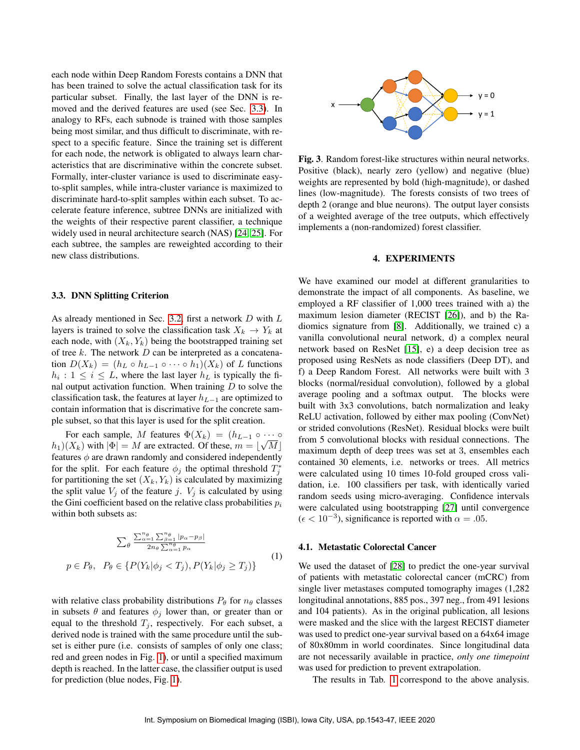each node within Deep Random Forests contains a DNN that has been trained to solve the actual classification task for its particular subset. Finally, the last layer of the DNN is removed and the derived features are used (see Sec. 3.3). In analogy to RFs, each subnode is trained with those samples being most similar, and thus difficult to discriminate, with respect to a specific feature. Since the training set is different for each node, the network is obligated to always learn characteristics that are discriminative within the concrete subset. Formally, inter-cluster variance is used to discriminate easy-to-split samples, while intra-cluster variance is maximized to discriminate hard-to-split samples within each subset. To accelerate feature inference, subtree DNNs are initialized with the weights of their respective parent classifier, a technique widely used in neural architecture search (NAS) [24, 25]. For each subtree, the samples are reweighted according to their new class distributions.

### 3.3. DNN Splitting Criterion

As already mentioned in Sec. 3.2, first a network $D$ with $L$ layers is trained to solve the classification task $X_k \rightarrow Y_k$ at each node, with $(X_k, Y_k)$ being the bootstrapped training set of tree $k$. The network $D$ can be interpreted as a concatenation $D(X_k) = (h_L \circ h_{L-1} \circ \cdots \circ h_1)(X_k)$ of $L$ functions $h_i : 1 \leq i \leq L$, where the last layer $h_L$ is typically the final output activation function. When training $D$ to solve the classification task, the features at layer $h_{L-1}$ are optimized to contain information that is discriminative for the concrete sample subset, so that this layer is used for the split creation.

For each sample, $M$ features $\Phi(X_k) = (h_{L-1} \circ \cdots \circ h_1)(X_k)$ with $|\Phi| = M$ are extracted. Of these, $m = \lfloor \sqrt{M} \rfloor$ features $\phi$ are drawn randomly and considered independently for the split. For each feature $\phi_j$ the optimal threshold $T_j^*$ for partitioning the set $(X_k, Y_k)$ is calculated by maximizing the split value $V_j$ of the feature $j$. $V_j$ is calculated by using the Gini coefficient based on the relative class probabilities $p_i$ within both subsets as:

$$\sum_{\theta} \frac{\sum_{\alpha=1}^{n_\theta} \sum_{\beta=1}^{n_\theta} |p_\alpha - p_\beta|}{2 n_\theta \sum_{\alpha=1}^{n_\theta} p_\alpha}$$
$$p \in P_\theta, \quad P_\theta \in \{P(Y_k|\phi_j < T_j), P(Y_k|\phi_j \geq T_j)\} \tag{1}$$

with relative class probability distributions $P_\theta$ for $n_\theta$ classes in subsets $\theta$ and features $\phi_j$ lower than, or greater than or equal to the threshold $T_j$, respectively. For each subset, a derived node is trained with the same procedure until the subset is either pure (i.e. consists of samples of only one class; red and green nodes in Fig. 1), or until a specified maximum depth is reached. In the latter case, the classifier output is used for prediction (blue nodes, Fig. 1).

**Fig. 3**. Random forest-like structures within neural networks. Positive (black), nearly zero (yellow) and negative (blue) weights are represented by bold (high-magnitude), or dashed lines (low-magnitude). The forests consists of two trees of depth 2 (orange and blue neurons). The output layer consists of a weighted average of the tree outputs, which effectively implements a (non-randomized) forest classifier.

## 4. EXPERIMENTS

We have examined our model at different granularities to demonstrate the impact of all components. As baseline, we employed a RF classifier of 1,000 trees trained with a) the maximum lesion diameter (RECIST [26]), and b) the Radiomics signature from [8]. Additionally, we trained c) a vanilla convolutional neural network, d) a complex neural network based on ResNet [15], e) a deep decision tree as proposed using ResNets as node classifiers (Deep DT), and f) a Deep Random Forest. All networks were built with 3 blocks (normal/residual convolution), followed by a global average pooling and a softmax output. The blocks were built with 3x3 convolutions, batch normalization and leaky ReLU activation, followed by either max pooling (ConvNet) or strided convolutions (ResNet). Residual blocks were built from 5 convolutional blocks with residual connections. The maximum depth of deep trees was set at 3, ensembles each contained 30 elements, i.e. networks or trees. All metrics were calculated using 10 times 10-fold grouped cross validation, i.e. 100 classifiers per task, with identically varied random seeds using micro-averaging. Confidence intervals were calculated using bootstrapping [27] until convergence ($\epsilon < 10^{-3}$), significance is reported with $\alpha = .05$.

### 4.1. Metastatic Colorectal Cancer

We used the dataset of [28] to predict the one-year survival of patients with metastatic colorectal cancer (mCRC) from single liver metastases computed tomography images (1,282 longitudinal annotations, 885 pos., 397 neg., from 491 lesions and 104 patients). As in the original publication, all lesions were masked and the slice with the largest RECIST diameter was used to predict one-year survival based on a 64x64 image of 80x80mm in world coordinates. Since longitudinal data are not necessarily available in practice, *only one timepoint* was used for prediction to prevent extrapolation.

The results in Tab. 1 correspond to the above analysis.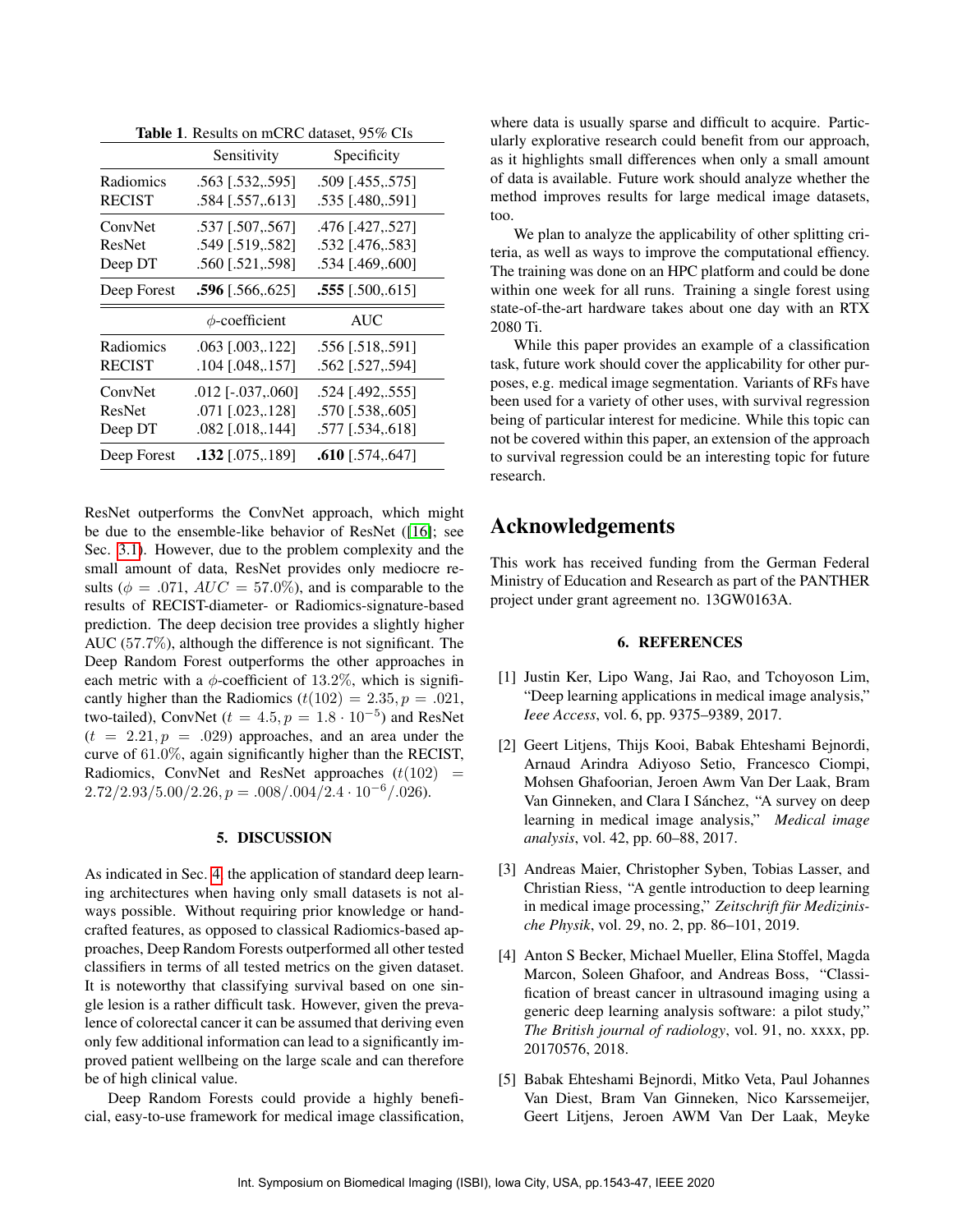**Table 1**. Results on mCRC dataset, 95% CIs

| | Sensitivity | Specificity |
|---|---|---|
| Radiomics | .563 [.532,.595] | .509 [.455,.575] |
| RECIST | .584 [.557,.613] | .535 [.480,.591] |
| ConvNet | .537 [.507,.567] | .476 [.427,.527] |
| ResNet | .549 [.519,.582] | .532 [.476,.583] |
| Deep DT | .560 [.521,.598] | .534 [.469,.600] |
| Deep Forest | **.596** [.566,.625] | **.555** [.500,.615] |
| | $\phi$-coefficient | AUC |
| Radiomics | .063 [.003,.122] | .556 [.518,.591] |
| RECIST | .104 [.048,.157] | .562 [.527,.594] |
| ConvNet | .012 [-.037,.060] | .524 [.492,.555] |
| ResNet | .071 [.023,.128] | .570 [.538,.605] |
| Deep DT | .082 [.018,.144] | .577 [.534,.618] |
| Deep Forest | **.132** [.075,.189] | **.610** [.574,.647] |

ResNet outperforms the ConvNet approach, which might be due to the ensemble-like behavior of ResNet ([16]; see Sec. 3.1). However, due to the problem complexity and the small amount of data, ResNet provides only mediocre results ($\phi = .071$, $AUC = 57.0\%$), and is comparable to the results of RECIST-diameter- or Radiomics-signature-based prediction. The deep decision tree provides a slightly higher AUC (57.7%), although the difference is not significant. The Deep Random Forest outperforms the other approaches in each metric with a $\phi$-coefficient of $13.2\%$, which is significantly higher than the Radiomics ($t(102) = 2.35, p = .021$, two-tailed), ConvNet ($t = 4.5, p = 1.8 \cdot 10^{-5}$) and ResNet ($t = 2.21, p = .029$) approaches, and an area under the curve of $61.0\%$, again significantly higher than the RECIST, Radiomics, ConvNet and ResNet approaches ($t(102) = 2.72/2.93/5.00/2.26, p = .008/.004/2.4 \cdot 10^{-6}/.026$).

## 5. DISCUSSION

As indicated in Sec. 4, the application of standard deep learning architectures when having only small datasets is not always possible. Without requiring prior knowledge or handcrafted features, as opposed to classical Radiomics-based approaches, Deep Random Forests outperformed all other tested classifiers in terms of all tested metrics on the given dataset. It is noteworthy that classifying survival based on one single lesion is a rather difficult task. However, given the prevalence of colorectal cancer it can be assumed that deriving even only few additional information can lead to a significantly improved patient wellbeing on the large scale and can therefore be of high clinical value.

Deep Random Forests could provide a highly beneficial, easy-to-use framework for medical image classification, where data is usually sparse and difficult to acquire. Particularly explorative research could benefit from our approach, as it highlights small differences when only a small amount of data is available. Future work should analyze whether the method improves results for large medical image datasets, too.

We plan to analyze the applicability of other splitting criteria, as well as ways to improve the computational effiency. The training was done on an HPC platform and could be done within one week for all runs. Training a single forest using state-of-the-art hardware takes about one day with an RTX 2080 Ti.

While this paper provides an example of a classification task, future work should cover the applicability for other purposes, e.g. medical image segmentation. Variants of RFs have been used for a variety of other uses, with survival regression being of particular interest for medicine. While this topic can not be covered within this paper, an extension of the approach to survival regression could be an interesting topic for future research.

## Acknowledgements

This work has received funding from the German Federal Ministry of Education and Research as part of the PANTHER project under grant agreement no. 13GW0163A.

## 6. REFERENCES

[1] Justin Ker, Lipo Wang, Jai Rao, and Tchoyoson Lim, "Deep learning applications in medical image analysis," *Ieee Access*, vol. 6, pp. 9375–9389, 2017.

[2] Geert Litjens, Thijs Kooi, Babak Ehteshami Bejnordi, Arnaud Arindra Adiyoso Setio, Francesco Ciompi, Mohsen Ghafoorian, Jeroen Awm Van Der Laak, Bram Van Ginneken, and Clara I Sánchez, "A survey on deep learning in medical image analysis," *Medical image analysis*, vol. 42, pp. 60–88, 2017.

[3] Andreas Maier, Christopher Syben, Tobias Lasser, and Christian Riess, "A gentle introduction to deep learning in medical image processing," *Zeitschrift für Medizinische Physik*, vol. 29, no. 2, pp. 86–101, 2019.

[4] Anton S Becker, Michael Mueller, Elina Stoffel, Magda Marcon, Soleen Ghafoor, and Andreas Boss, "Classification of breast cancer in ultrasound imaging using a generic deep learning analysis software: a pilot study," *The British journal of radiology*, vol. 91, no. xxxx, pp. 20170576, 2018.

[5] Babak Ehteshami Bejnordi, Mitko Veta, Paul Johannes Van Diest, Bram Van Ginneken, Nico Karssemeijer, Geert Litjens, Jeroen AWM Van Der Laak, Meyke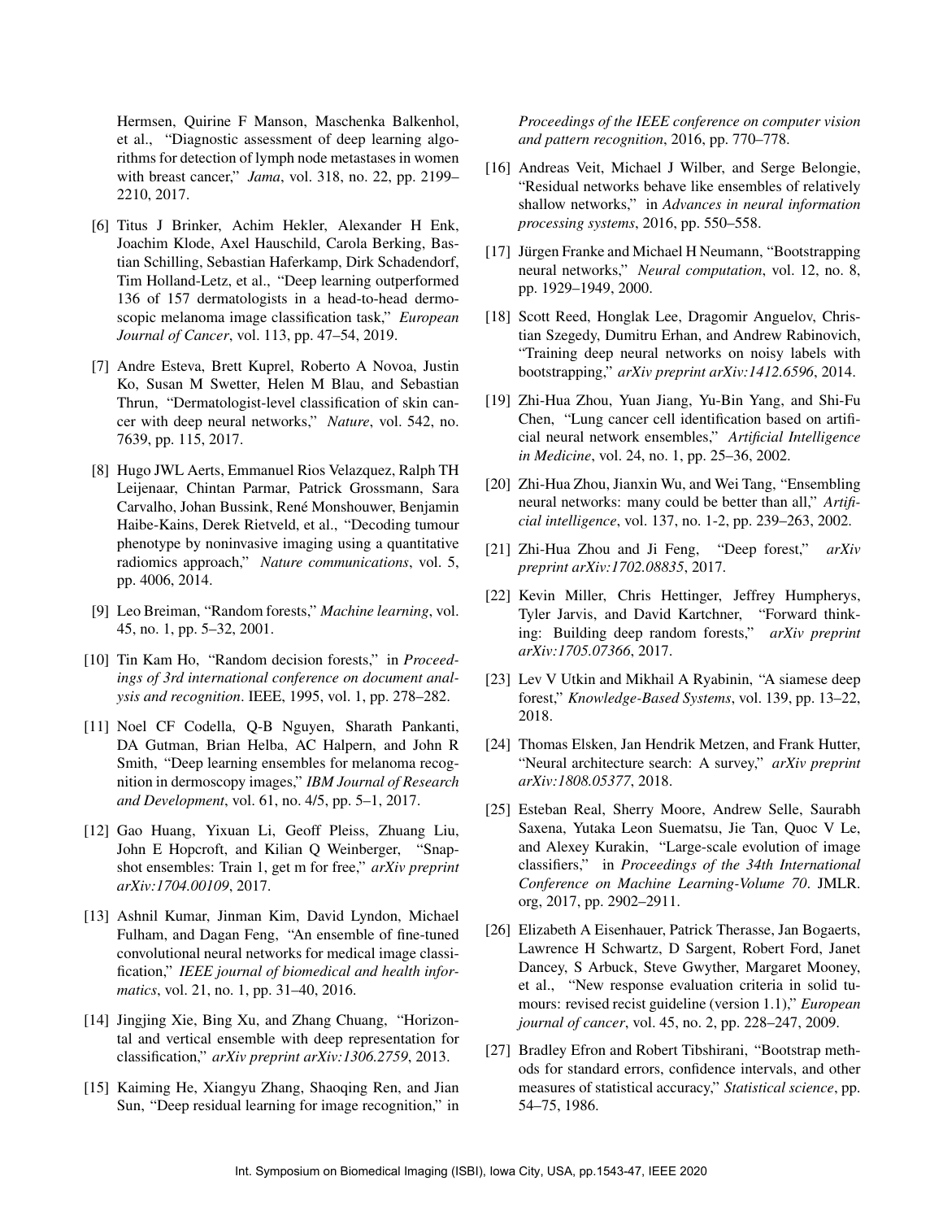Hermsen, Quirine F Manson, Maschenka Balkenhol, et al., "Diagnostic assessment of deep learning algorithms for detection of lymph node metastases in women with breast cancer," *Jama*, vol. 318, no. 22, pp. 2199–2210, 2017.

[6] Titus J Brinker, Achim Hekler, Alexander H Enk, Joachim Klode, Axel Hauschild, Carola Berking, Bastian Schilling, Sebastian Haferkamp, Dirk Schadendorf, Tim Holland-Letz, et al., "Deep learning outperformed 136 of 157 dermatologists in a head-to-head dermoscopic melanoma image classification task," *European Journal of Cancer*, vol. 113, pp. 47–54, 2019.

[7] Andre Esteva, Brett Kuprel, Roberto A Novoa, Justin Ko, Susan M Swetter, Helen M Blau, and Sebastian Thrun, "Dermatologist-level classification of skin cancer with deep neural networks," *Nature*, vol. 542, no. 7639, pp. 115, 2017.

[8] Hugo JWL Aerts, Emmanuel Rios Velazquez, Ralph TH Leijenaar, Chintan Parmar, Patrick Grossmann, Sara Carvalho, Johan Bussink, René Monshouwer, Benjamin Haibe-Kains, Derek Rietveld, et al., "Decoding tumour phenotype by noninvasive imaging using a quantitative radiomics approach," *Nature communications*, vol. 5, pp. 4006, 2014.

[9] Leo Breiman, "Random forests," *Machine learning*, vol. 45, no. 1, pp. 5–32, 2001.

[10] Tin Kam Ho, "Random decision forests," in *Proceedings of 3rd international conference on document analysis and recognition*. IEEE, 1995, vol. 1, pp. 278–282.

[11] Noel CF Codella, Q-B Nguyen, Sharath Pankanti, DA Gutman, Brian Helba, AC Halpern, and John R Smith, "Deep learning ensembles for melanoma recognition in dermoscopy images," *IBM Journal of Research and Development*, vol. 61, no. 4/5, pp. 5–1, 2017.

[12] Gao Huang, Yixuan Li, Geoff Pleiss, Zhuang Liu, John E Hopcroft, and Kilian Q Weinberger, "Snapshot ensembles: Train 1, get m for free," *arXiv preprint arXiv:1704.00109*, 2017.

[13] Ashnil Kumar, Jinman Kim, David Lyndon, Michael Fulham, and Dagan Feng, "An ensemble of fine-tuned convolutional neural networks for medical image classification," *IEEE journal of biomedical and health informatics*, vol. 21, no. 1, pp. 31–40, 2016.

[14] Jingjing Xie, Bing Xu, and Zhang Chuang, "Horizontal and vertical ensemble with deep representation for classification," *arXiv preprint arXiv:1306.2759*, 2013.

[15] Kaiming He, Xiangyu Zhang, Shaoqing Ren, and Jian Sun, "Deep residual learning for image recognition," in *Proceedings of the IEEE conference on computer vision and pattern recognition*, 2016, pp. 770–778.

[16] Andreas Veit, Michael J Wilber, and Serge Belongie, "Residual networks behave like ensembles of relatively shallow networks," in *Advances in neural information processing systems*, 2016, pp. 550–558.

[17] Jürgen Franke and Michael H Neumann, "Bootstrapping neural networks," *Neural computation*, vol. 12, no. 8, pp. 1929–1949, 2000.

[18] Scott Reed, Honglak Lee, Dragomir Anguelov, Christian Szegedy, Dumitru Erhan, and Andrew Rabinovich, "Training deep neural networks on noisy labels with bootstrapping," *arXiv preprint arXiv:1412.6596*, 2014.

[19] Zhi-Hua Zhou, Yuan Jiang, Yu-Bin Yang, and Shi-Fu Chen, "Lung cancer cell identification based on artificial neural network ensembles," *Artificial Intelligence in Medicine*, vol. 24, no. 1, pp. 25–36, 2002.

[20] Zhi-Hua Zhou, Jianxin Wu, and Wei Tang, "Ensembling neural networks: many could be better than all," *Artificial intelligence*, vol. 137, no. 1-2, pp. 239–263, 2002.

[21] Zhi-Hua Zhou and Ji Feng, "Deep forest," *arXiv preprint arXiv:1702.08835*, 2017.

[22] Kevin Miller, Chris Hettinger, Jeffrey Humpherys, Tyler Jarvis, and David Kartchner, "Forward thinking: Building deep random forests," *arXiv preprint arXiv:1705.07366*, 2017.

[23] Lev V Utkin and Mikhail A Ryabinin, "A siamese deep forest," *Knowledge-Based Systems*, vol. 139, pp. 13–22, 2018.

[24] Thomas Elsken, Jan Hendrik Metzen, and Frank Hutter, "Neural architecture search: A survey," *arXiv preprint arXiv:1808.05377*, 2018.

[25] Esteban Real, Sherry Moore, Andrew Selle, Saurabh Saxena, Yutaka Leon Suematsu, Jie Tan, Quoc V Le, and Alexey Kurakin, "Large-scale evolution of image classifiers," in *Proceedings of the 34th International Conference on Machine Learning-Volume 70*. JMLR.org, 2017, pp. 2902–2911.

[26] Elizabeth A Eisenhauer, Patrick Therasse, Jan Bogaerts, Lawrence H Schwartz, D Sargent, Robert Ford, Janet Dancey, S Arbuck, Steve Gwyther, Margaret Mooney, et al., "New response evaluation criteria in solid tumours: revised recist guideline (version 1.1)," *European journal of cancer*, vol. 45, no. 2, pp. 228–247, 2009.

[27] Bradley Efron and Robert Tibshirani, "Bootstrap methods for standard errors, confidence intervals, and other measures of statistical accuracy," *Statistical science*, pp. 54–75, 1986.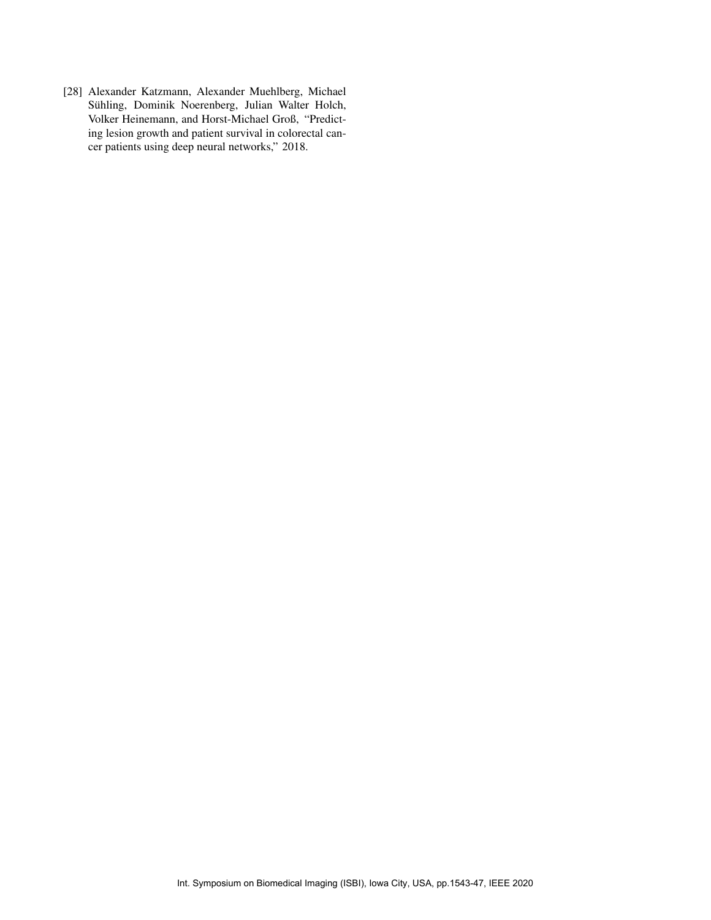[28] Alexander Katzmann, Alexander Muehlberg, Michael Sühling, Dominik Noerenberg, Julian Walter Holch, Volker Heinemann, and Horst-Michael Groß, "Predicting lesion growth and patient survival in colorectal cancer patients using deep neural networks," 2018.